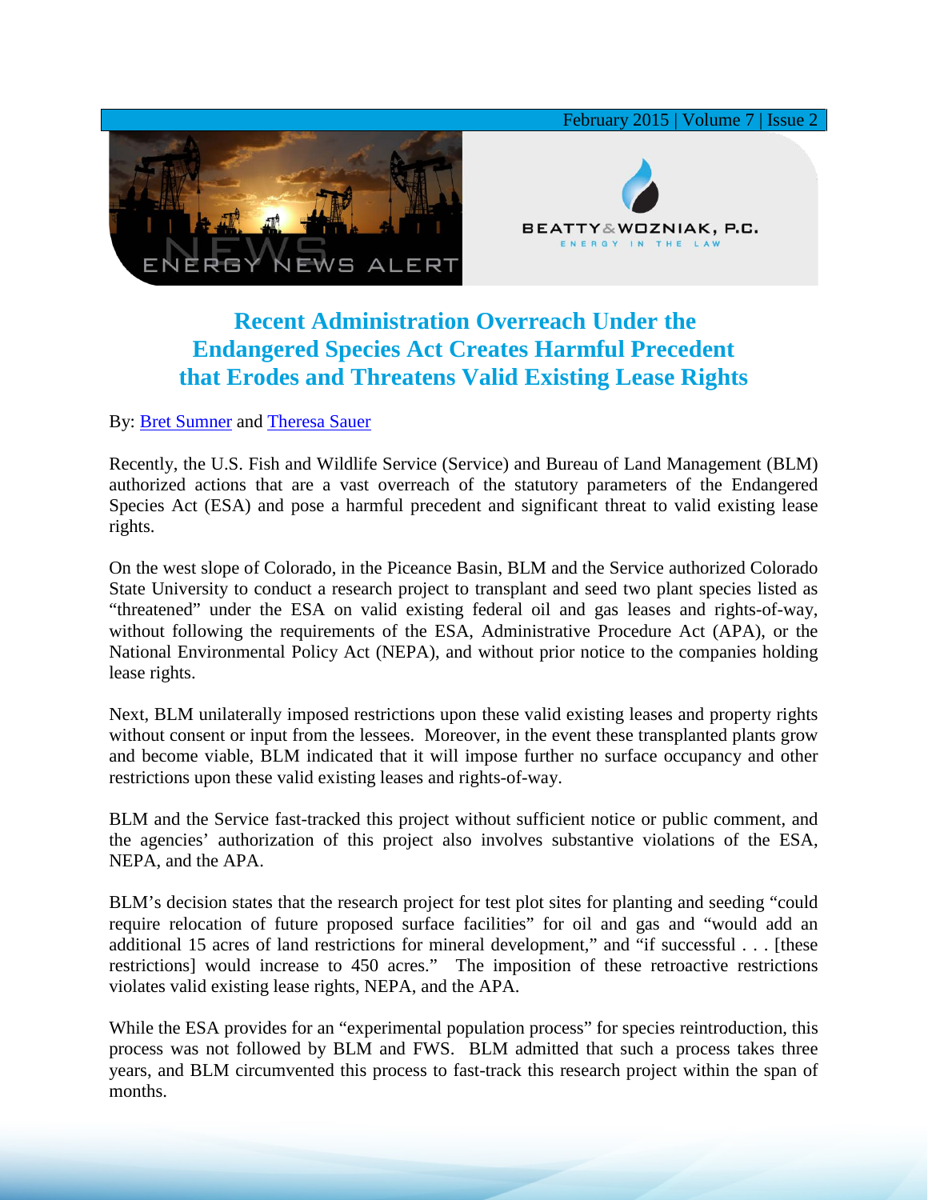# Recent Administration Overreach Under the Endangered Species Act Creates Harmful Precedent that Erodes and Threatens Valid Existing Lease Rights

By: Bret Sumner and Theresa Sauer

Recently, the U.S. Fish and Wildlife Service (Service) and Bureau of Land Management (BLM) authorized actions that are a vast overreach of the statutory parameters of the Endangered Species Act (ESA) and pose a harmful precedent and significant threat to valid existing lease rights.

On the west slope of Colorado, in the Piceance Basin, BLM and the Service authorized Colorado State University to conduct a research project to transplant and seed two plant species listed as "threatened" under the ESA on valid existing federal oil and gas leases and rights-of-way, without following the requirements of the ESA, Administrative Procedure Act (APA), or the National Environmental Policy Act (NEPA), and without prior notice to the companies holding lease rights.

Next, BLM unilaterally imposed restrictions upon these valid existing leases and property rights without consent or input from the lessees. Moreover, in the event these transplanted plants grow and become viable, BLM indicated that it will impose further no surface occupancy and other restrictions upon these valid existing leases and rights-of-way.

BLM and the Service fast-tracked this project without sufficient notice or public comment, and the agencies' authorization of this project also involves substantive violations of the ESA, NEPA, and the APA.

BLM's decision states that the research project for test plot sites for planting and seeding "could require relocation of future proposed surface facilities" for oil and gas and "would add an additional 15 acres of land restrictions for mineral development," and "if successful . . . [these restrictions] would increase to 450 acres." The imposition of these retroactive restrictions violates valid existing lease rights, NEPA, and the APA.

While the ESA provides for an "experimental population process" for species reintroduction, this process was not followed by BLM and FWS. BLM admitted that such a process takes three years, and BLM circumvented this process to fast-track this research project within the span of months.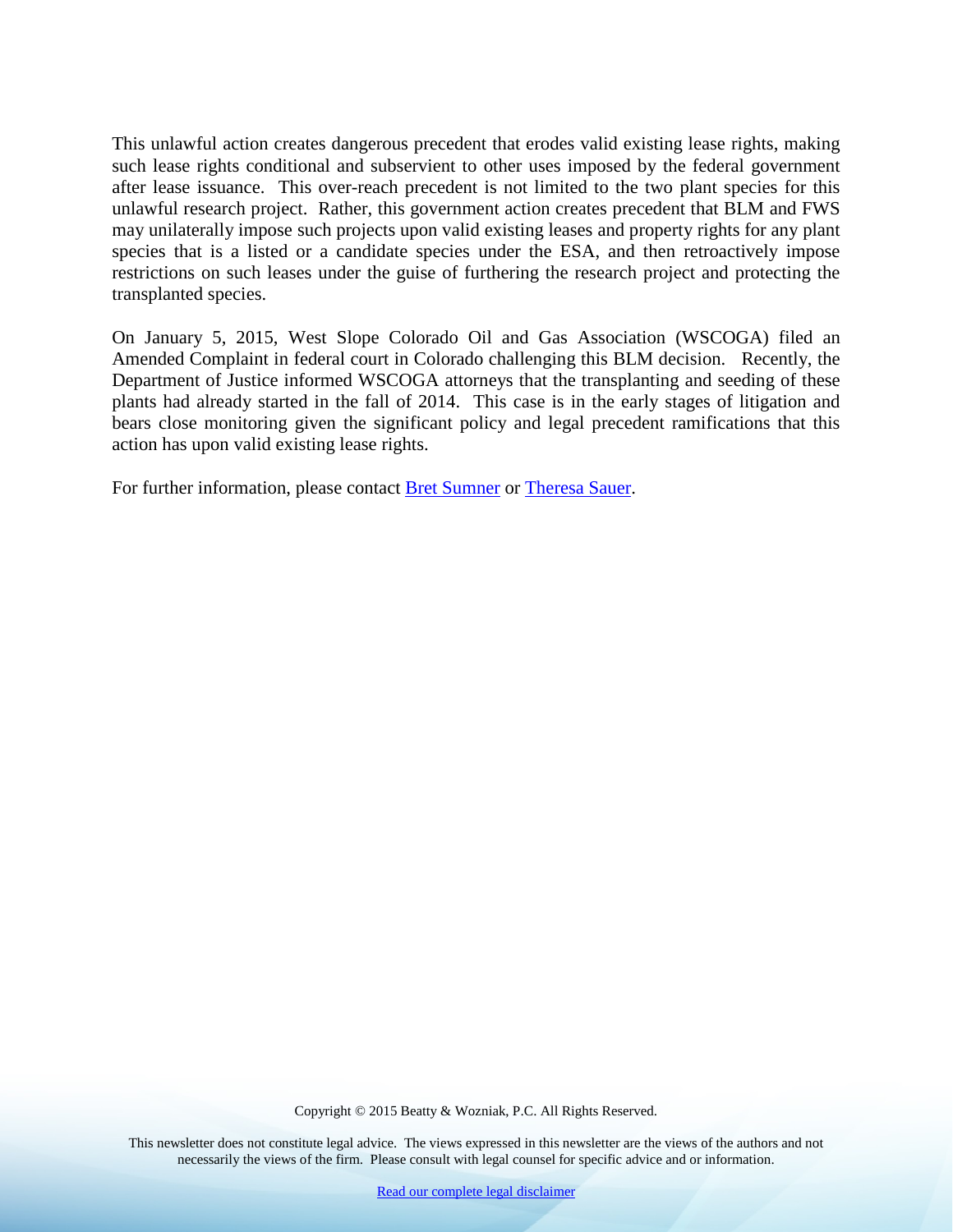This unlawful action creates dangerous precedent that erodes valid existing lease rights, making such lease rights conditional and subservient to other uses imposed by the federal government after lease issuance. This over-reach precedent is not limited to the two plant species for this unlawful research project. Rather, this government action creates precedent that BLM and FWS may unilaterally impose such projects upon valid existing leases and property rights for any plant species that is a listed or a candidate species under the ESA, and then retroactively impose restrictions on such leases under the guise of furthering the research project and protecting the transplanted species.

On January 5, 2015, West Slope Colorado Oil and Gas Association (WSCOGA) filed an Amended Complaint in federal court in Colorado challenging this BLM decision. Recently, the Department of Justice informed WSCOGA attorneys that the transplanting and seeding of these plants had already started in the fall of 2014. This case is in the early stages of litigation and bears close monitoring given the significant policy and legal precedent ramifications that this action has upon valid existing lease rights.

For further information, please contact Bret Sumner or Theresa Sauer.

Copyright © 2015 Beatty & Wozniak, P.C. All Rights Reserved.

This newsletter does not constitute legal advice. The views expressed in this newsletter are the views of the authors and not necessarily the views of the firm. Please consult with legal counsel for specific advice and or information.

Read our complete legal disclaimer